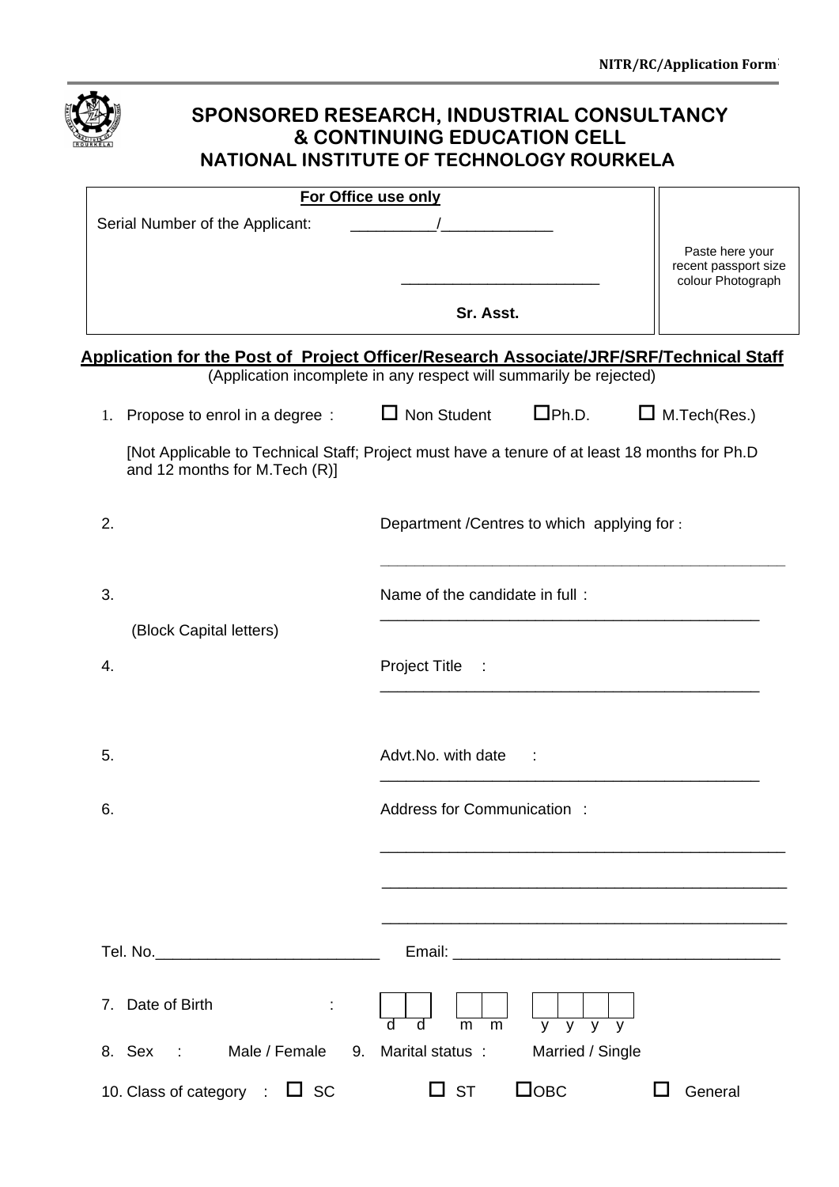NITR/RC/Application Form

# SPONSORED RESEARCH, INDUSTRIAL CONSULTANCY & CONTINUING EDUCATION CELL
## NATIONAL INSTITUTE OF TECHNOLOGY ROURKELA

| **For Office use only** | |
|---|---|
| Serial Number of the Applicant: _________/____________ | Paste here your recent passport size colour Photograph |
| _______________________ **Sr. Asst.** | |

**Application for the Post of Project Officer/Research Associate/JRF/SRF/Technical Staff**

(Application incomplete in any respect will summarily be rejected)

1. Propose to enrol in a degree : ☐ Non Student ☐ Ph.D. ☐ M.Tech(Res.)

   [Not Applicable to Technical Staff; Project must have a tenure of at least 18 months for Ph.D and 12 months for M.Tech (R)]

2. Department /Centres to which applying for : ______________________________

3. Name of the candidate in full : ______________________________
   (Block Capital letters)

4. Project Title : ______________________________

5. Advt.No. with date : ______________________________

6. Address for Communication : ______________________________

   ______________________________

   ______________________________

   ______________________________

Tel. No.________________________ Email: ______________________________

7. Date of Birth : ☐☐ (d d) ☐☐ (m m) ☐☐☐☐ (y y y y)

8. Sex : Male / Female 9. Marital status : Married / Single

10. Class of category : ☐ SC ☐ ST ☐ OBC ☐ General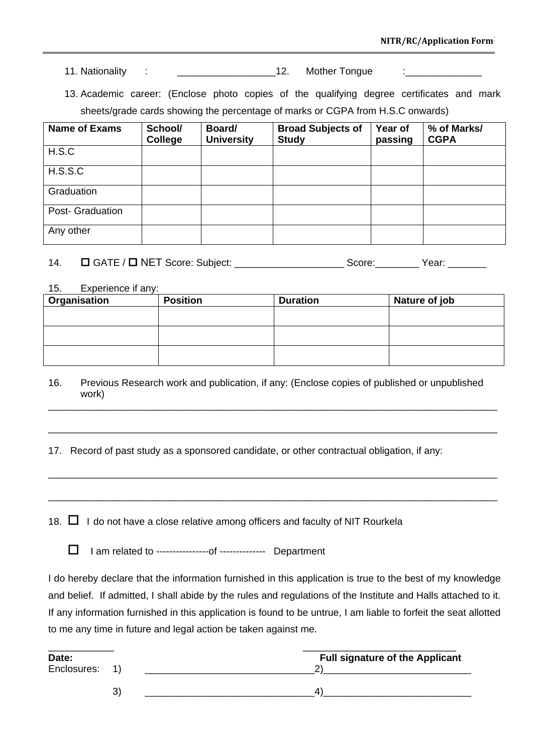11. Nationality : __________________ 12. Mother Tongue :______________

13. Academic career: (Enclose photo copies of the qualifying degree certificates and mark sheets/grade cards showing the percentage of marks or CGPA from H.S.C onwards)

| Name of Exams | School/ College | Board/ University | Broad Subjects of Study | Year of passing | % of Marks/ CGPA |
|---|---|---|---|---|---|
| H.S.C | | | | | |
| H.S.S.C | | | | | |
| Graduation | | | | | |
| Post- Graduation | | | | | |
| Any other | | | | | |

14. ☐ GATE / ☐ NET Score: Subject: ____________________ Score:________ Year: _______

15. Experience if any:

| Organisation | Position | Duration | Nature of job |
|---|---|---|---|
| | | | |
| | | | |
| | | | |

16. Previous Research work and publication, if any: (Enclose copies of published or unpublished work)

______________________________________________________________________________________

______________________________________________________________________________________

17. Record of past study as a sponsored candidate, or other contractual obligation, if any:

______________________________________________________________________________________

______________________________________________________________________________________

18. ☐ I do not have a close relative among officers and faculty of NIT Rourkela

☐ I am related to ----------------of -------------- Department

I do hereby declare that the information furnished in this application is true to the best of my knowledge and belief. If admitted, I shall abide by the rules and regulations of the Institute and Halls attached to it. If any information furnished in this application is found to be untrue, I am liable to forfeit the seat allotted to me any time in future and legal action be taken against me.

____________ ____________________________

**Date:** **Full signature of the Applicant**

Enclosures: 1) _______________________________ 2)___________________________

3) _______________________________ 4)___________________________